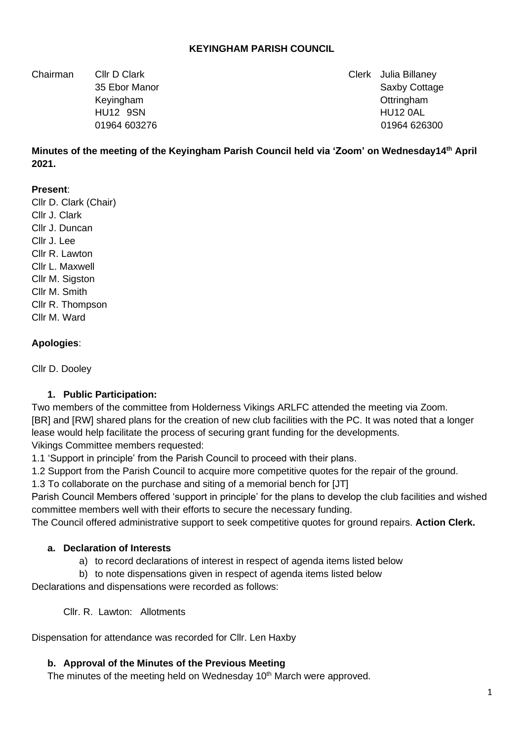**KEYINGHAM PARISH COUNCIL**

| Chairman | Cllr D Clark | Clerk | Julia Billaney |
|---|---|---|---|
| | 35 Ebor Manor | | Saxby Cottage |
| | Keyingham | | Ottringham |
| | HU12 9SN | | HU12 0AL |
| | 01964 603276 | | 01964 626300 |

**Minutes of the meeting of the Keyingham Parish Council held via 'Zoom' on Wednesday14th April 2021.**

**Present**:
Cllr D. Clark (Chair)
Cllr J. Clark
Cllr J. Duncan
Cllr J. Lee
Cllr R. Lawton
Cllr L. Maxwell
Cllr M. Sigston
Cllr M. Smith
Cllr R. Thompson
Cllr M. Ward

**Apologies**:

Cllr D. Dooley

1. **Public Participation:**

Two members of the committee from Holderness Vikings ARLFC attended the meeting via Zoom.
[BR] and [RW] shared plans for the creation of new club facilities with the PC. It was noted that a longer lease would help facilitate the process of securing grant funding for the developments.
Vikings Committee members requested:
1.1 'Support in principle' from the Parish Council to proceed with their plans.
1.2 Support from the Parish Council to acquire more competitive quotes for the repair of the ground.
1.3 To collaborate on the purchase and siting of a memorial bench for [JT]
Parish Council Members offered 'support in principle' for the plans to develop the club facilities and wished committee members well with their efforts to secure the necessary funding.
The Council offered administrative support to seek competitive quotes for ground repairs. **Action Clerk.**

a. **Declaration of Interests**
   a) to record declarations of interest in respect of agenda items listed below
   b) to note dispensations given in respect of agenda items listed below

Declarations and dispensations were recorded as follows:

Cllr. R. Lawton: Allotments

Dispensation for attendance was recorded for Cllr. Len Haxby

b. **Approval of the Minutes of the Previous Meeting**

The minutes of the meeting held on Wednesday 10th March were approved.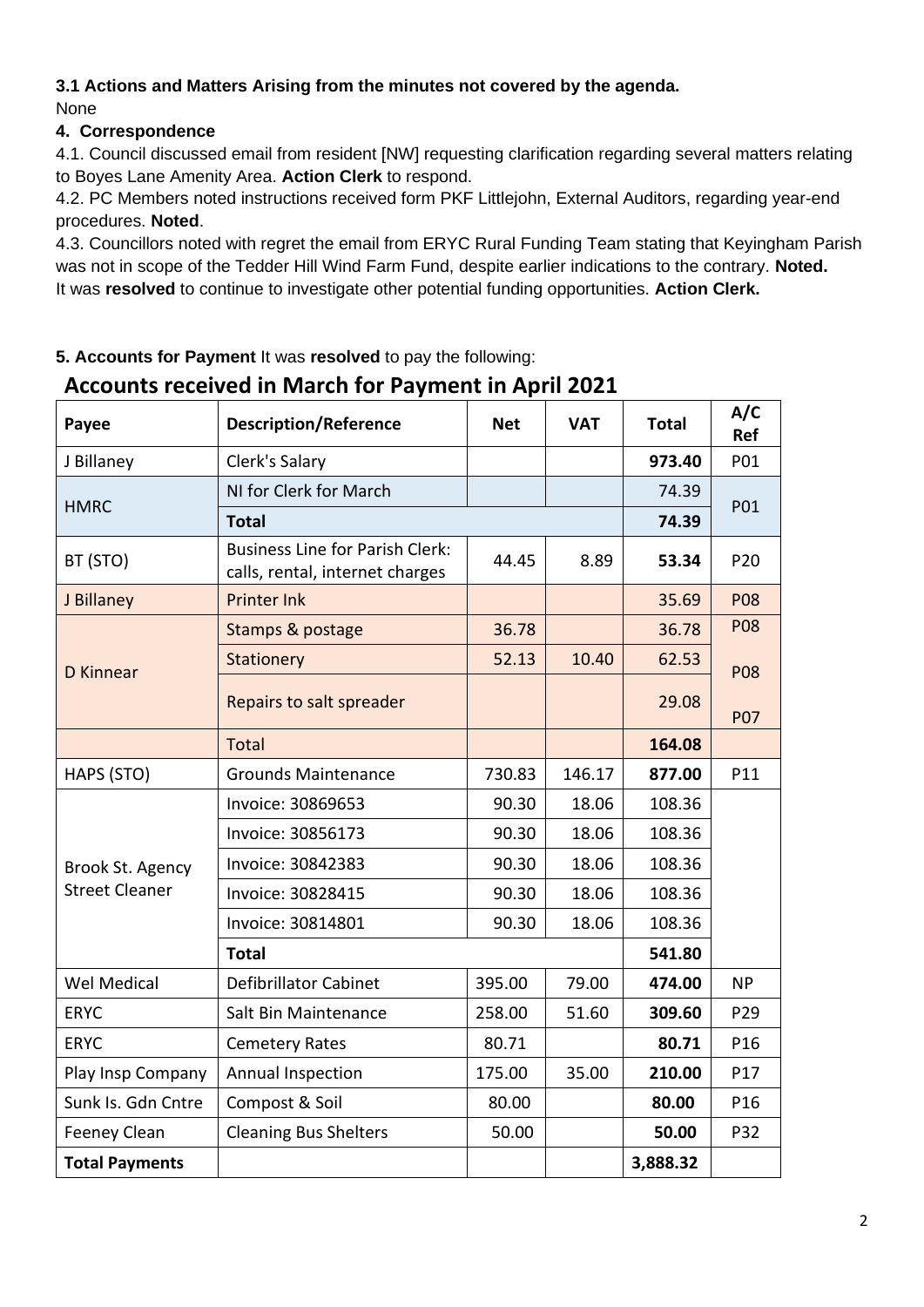**3.1 Actions and Matters Arising from the minutes not covered by the agenda.**
None

**4. Correspondence**

4.1. Council discussed email from resident [NW] requesting clarification regarding several matters relating to Boyes Lane Amenity Area. **Action Clerk** to respond.

4.2. PC Members noted instructions received form PKF Littlejohn, External Auditors, regarding year-end procedures. **Noted**.

4.3. Councillors noted with regret the email from ERYC Rural Funding Team stating that Keyingham Parish was not in scope of the Tedder Hill Wind Farm Fund, despite earlier indications to the contrary. **Noted.**
It was **resolved** to continue to investigate other potential funding opportunities. **Action Clerk.**

**5. Accounts for Payment** It was **resolved** to pay the following:

## Accounts received in March for Payment in April 2021

| Payee | Description/Reference | Net | VAT | Total | A/C Ref |
|---|---|---|---|---|---|
| J Billaney | Clerk's Salary | | | **973.40** | P01 |
| HMRC | NI for Clerk for March | | | 74.39 | P01 |
| | **Total** | | | **74.39** | |
| BT (STO) | Business Line for Parish Clerk: calls, rental, internet charges | 44.45 | 8.89 | **53.34** | P20 |
| J Billaney | Printer Ink | | | 35.69 | P08 |
| D Kinnear | Stamps & postage | 36.78 | | 36.78 | P08 |
| | Stationery | 52.13 | 10.40 | 62.53 | P08 |
| | Repairs to salt spreader | | | 29.08 | P07 |
| | Total | | | **164.08** | |
| HAPS (STO) | Grounds Maintenance | 730.83 | 146.17 | **877.00** | P11 |
| Brook St. Agency Street Cleaner | Invoice: 30869653 | 90.30 | 18.06 | 108.36 | |
| | Invoice: 30856173 | 90.30 | 18.06 | 108.36 | |
| | Invoice: 30842383 | 90.30 | 18.06 | 108.36 | |
| | Invoice: 30828415 | 90.30 | 18.06 | 108.36 | |
| | Invoice: 30814801 | 90.30 | 18.06 | 108.36 | |
| | **Total** | | | **541.80** | |
| Wel Medical | Defibrillator Cabinet | 395.00 | 79.00 | **474.00** | NP |
| ERYC | Salt Bin Maintenance | 258.00 | 51.60 | **309.60** | P29 |
| ERYC | Cemetery Rates | 80.71 | | **80.71** | P16 |
| Play Insp Company | Annual Inspection | 175.00 | 35.00 | **210.00** | P17 |
| Sunk Is. Gdn Cntre | Compost & Soil | 80.00 | | **80.00** | P16 |
| Feeney Clean | Cleaning Bus Shelters | 50.00 | | **50.00** | P32 |
| **Total Payments** | | | | **3,888.32** | |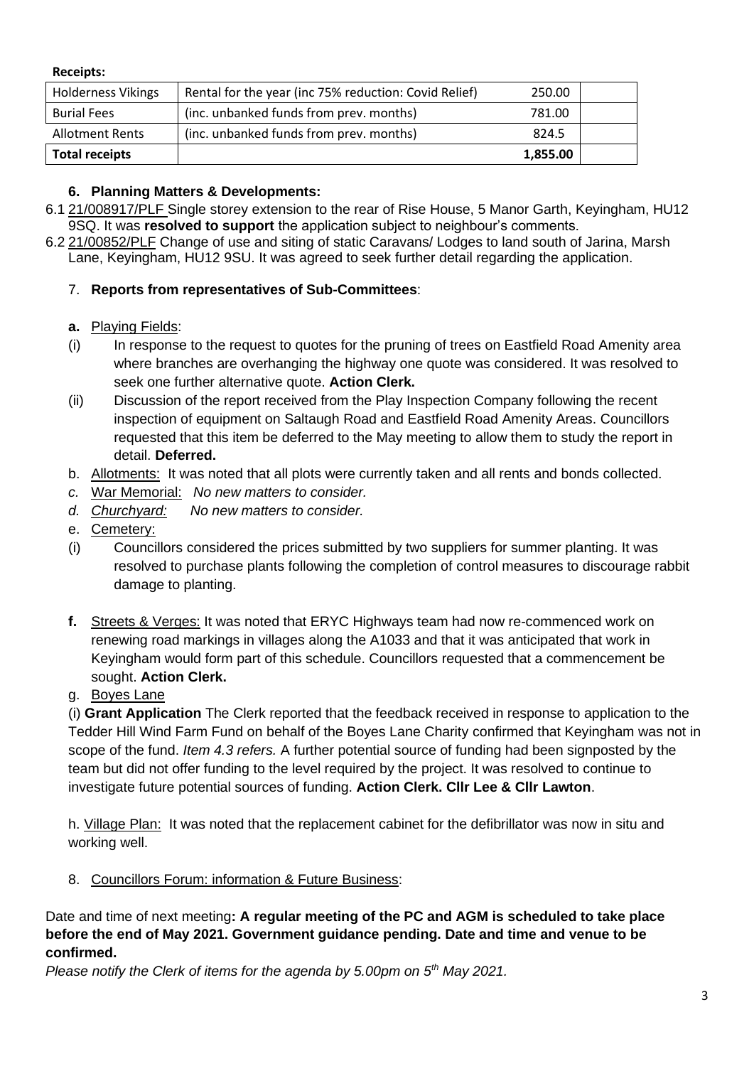**Receipts:**

| | | | |
|---|---|---|---|
| Holderness Vikings | Rental for the year (inc 75% reduction: Covid Relief) | 250.00 | |
| Burial Fees | (inc. unbanked funds from prev. months) | 781.00 | |
| Allotment Rents | (inc. unbanked funds from prev. months) | 824.5 | |
| **Total receipts** | | **1,855.00** | |

## 6. Planning Matters & Developments:

6.1 21/008917/PLF Single storey extension to the rear of Rise House, 5 Manor Garth, Keyingham, HU12 9SQ. It was **resolved to support** the application subject to neighbour's comments.

6.2 21/00852/PLF Change of use and siting of static Caravans/ Lodges to land south of Jarina, Marsh Lane, Keyingham, HU12 9SU. It was agreed to seek further detail regarding the application.

## 7. Reports from representatives of Sub-Committees:

**a.** Playing Fields:

(i) In response to the request to quotes for the pruning of trees on Eastfield Road Amenity area where branches are overhanging the highway one quote was considered. It was resolved to seek one further alternative quote. **Action Clerk.**

(ii) Discussion of the report received from the Play Inspection Company following the recent inspection of equipment on Saltaugh Road and Eastfield Road Amenity Areas. Councillors requested that this item be deferred to the May meeting to allow them to study the report in detail. **Deferred.**

b. Allotments: It was noted that all plots were currently taken and all rents and bonds collected.

*c.* War Memorial: *No new matters to consider.*

*d. Churchyard: No new matters to consider.*

e. Cemetery:

(i) Councillors considered the prices submitted by two suppliers for summer planting. It was resolved to purchase plants following the completion of control measures to discourage rabbit damage to planting.

**f.** Streets & Verges: It was noted that ERYC Highways team had now re-commenced work on renewing road markings in villages along the A1033 and that it was anticipated that work in Keyingham would form part of this schedule. Councillors requested that a commencement be sought. **Action Clerk.**

g. Boyes Lane

(i) **Grant Application** The Clerk reported that the feedback received in response to application to the Tedder Hill Wind Farm Fund on behalf of the Boyes Lane Charity confirmed that Keyingham was not in scope of the fund. *Item 4.3 refers.* A further potential source of funding had been signposted by the team but did not offer funding to the level required by the project. It was resolved to continue to investigate future potential sources of funding. **Action Clerk. Cllr Lee & Cllr Lawton**.

h. Village Plan: It was noted that the replacement cabinet for the defibrillator was now in situ and working well.

8. Councillors Forum: information & Future Business:

Date and time of next meeting**: A regular meeting of the PC and AGM is scheduled to take place before the end of May 2021. Government guidance pending. Date and time and venue to be confirmed.**

*Please notify the Clerk of items for the agenda by 5.00pm on 5th May 2021.*